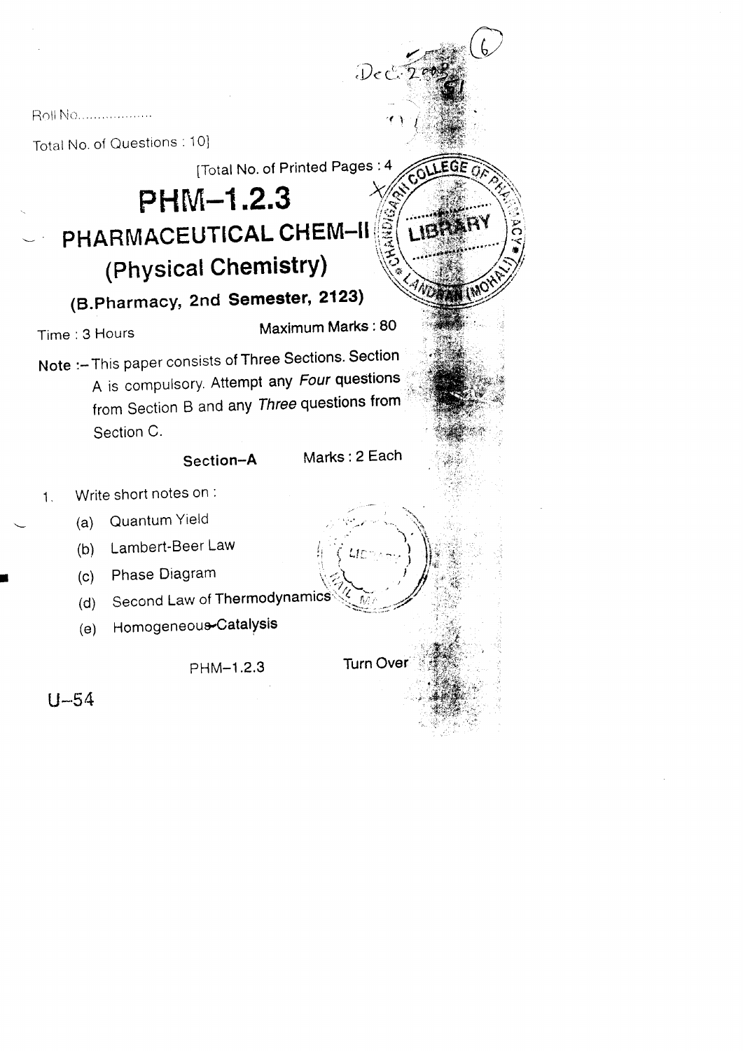Roll No.....................

Total No. of Questions : 10]

[Total No. of Printed Pages : 4

# PHM–1.2.3

# PHARMACEUTICAL CHEM–II

## (Physical Chemistry)

### (B.Pharmacy, 2nd Semester, 2123)

Time : 3 Hours

Maximum Marks : 80

**Note :–** This paper consists of Three Sections. Section A is compulsory. Attempt any *Four* questions from Section B and any *Three* questions from Section C.

**Section–A** Marks : 2 Each

1. Write short notes on :

   (a) Quantum Yield

   (b) Lambert-Beer Law

   (c) Phase Diagram

   (d) Second Law of Thermodynamics

   (e) Homogeneous Catalysis

PHM–1.2.3

Turn Over

U–54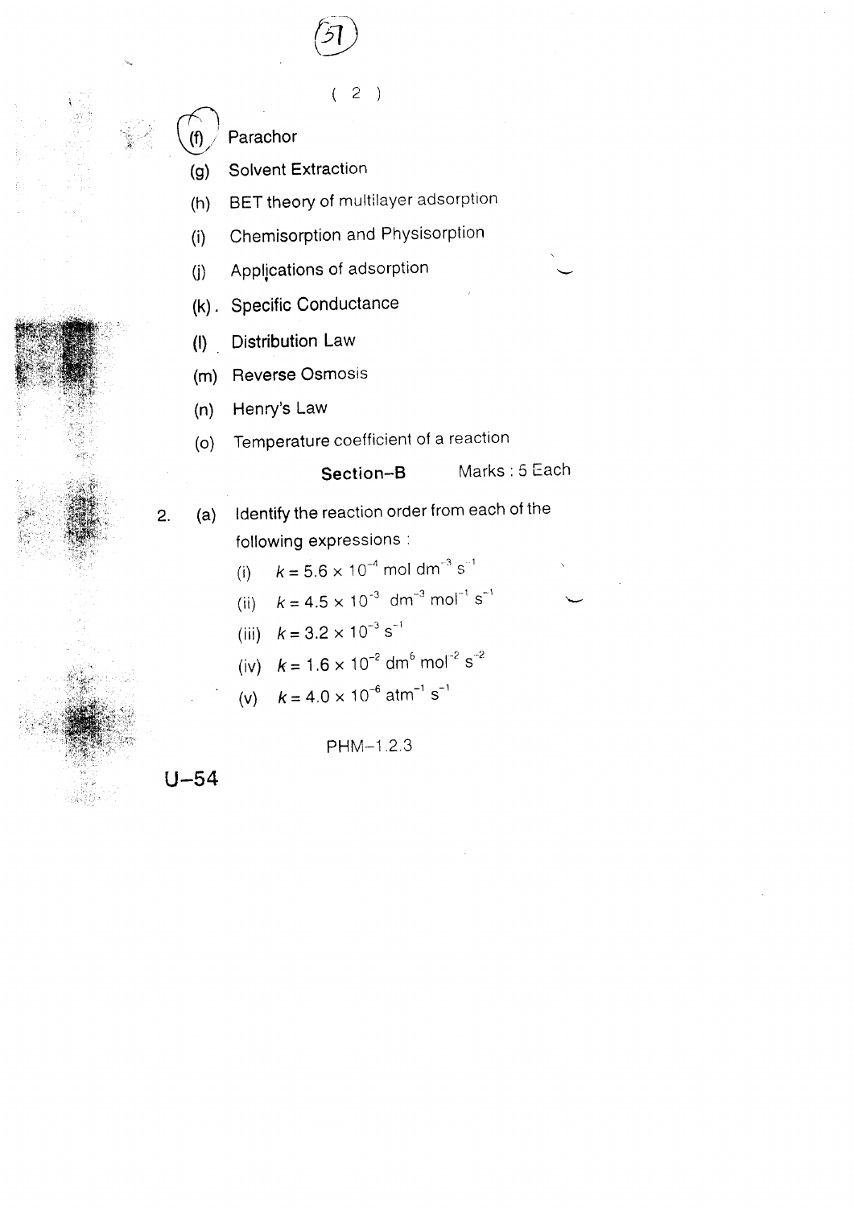(f) Parachor

(g) Solvent Extraction

(h) BET theory of multilayer adsorption

(i) Chemisorption and Physisorption

(j) Applications of adsorption

(k). Specific Conductance

(l) Distribution Law

(m) Reverse Osmosis

(n) Henry's Law

(o) Temperature coefficient of a reaction

**Section–B** Marks : 5 Each

2. (a) Identify the reaction order from each of the following expressions :

   (i) $k = 5.6 \times 10^{-4}$ mol dm$^{-3}$ s$^{-1}$

   (ii) $k = 4.5 \times 10^{-3}$ dm$^{-3}$ mol$^{-1}$ s$^{-1}$

   (iii) $k = 3.2 \times 10^{-3}$ s$^{-1}$

   (iv) $k = 1.6 \times 10^{-2}$ dm$^{6}$ mol$^{-2}$ s$^{-2}$

   (v) $k = 4.0 \times 10^{-6}$ atm$^{-1}$ s$^{-1}$

PHM–1.2.3

U–54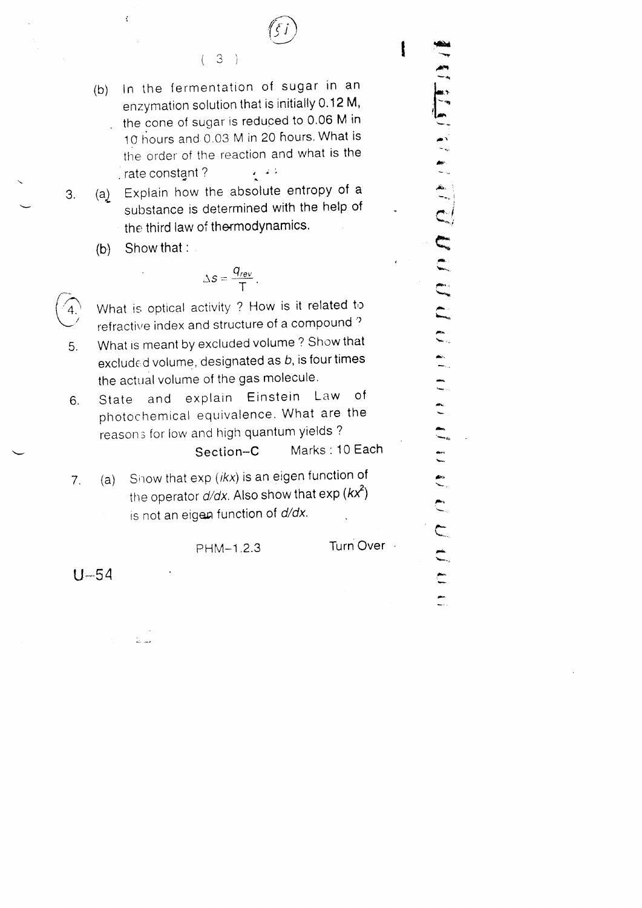(b) In the fermentation of sugar in an enzymation solution that is initially 0.12 M, the cone of sugar is reduced to 0.06 M in 10 hours and 0.03 M in 20 hours. What is the order of the reaction and what is the rate constant ?

3. (a) Explain how the absolute entropy of a substance is determined with the help of the third law of thermodynamics.

   (b) Show that :

$$\Delta S = \frac{q_{rev}}{T}.$$

4. What is optical activity ? How is it related to refractive index and structure of a compound ?

5. What is meant by excluded volume ? Show that excluded volume, designated as $b$, is four times the actual volume of the gas molecule.

6. State and explain Einstein Law of photochemical equivalence. What are the reasons for low and high quantum yields ?

## Section–C  Marks : 10 Each

7. (a) Show that $\exp(ikx)$ is an eigen function of the operator $d/dx$. Also show that $\exp(kx^2)$ is not an eigen function of $d/dx$.

PHM–1.2.3  Turn Over

U–54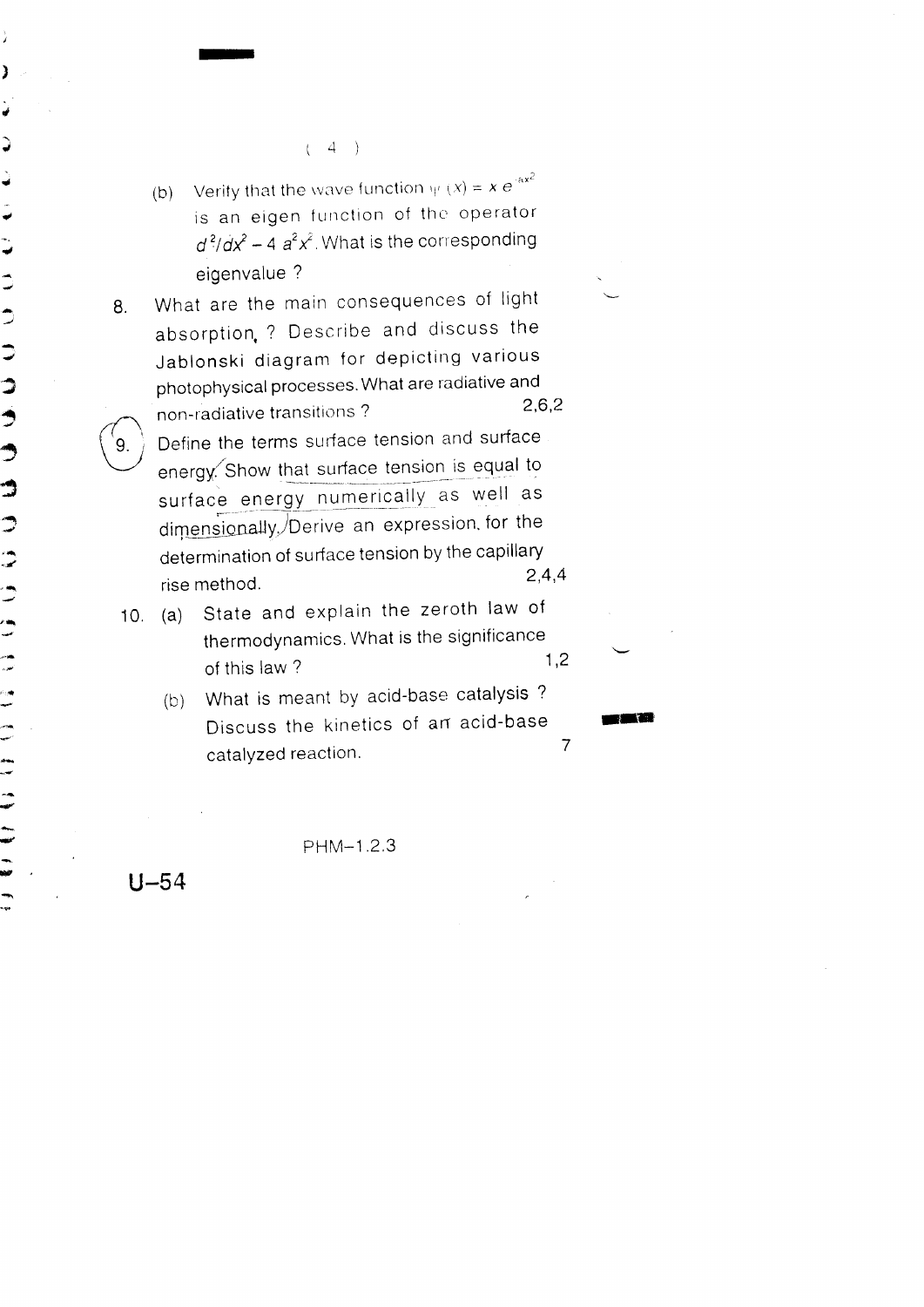(b) Verify that the wave function $\psi(x) = x e^{-ax^2}$ is an eigen function of the operator $d^2/dx^2 - 4a^2x^2$. What is the corresponding eigenvalue ?

8. What are the main consequences of light absorption ? Describe and discuss the Jablonski diagram for depicting various photophysical processes. What are radiative and non-radiative transitions ? 2,6,2

9. Define the terms surface tension and surface energy. Show that surface tension is equal to surface energy numerically as well as dimensionally. Derive an expression for the determination of surface tension by the capillary rise method. 2,4,4

10. (a) State and explain the zeroth law of thermodynamics. What is the significance of this law ? 1,2

(b) What is meant by acid-base catalysis ? Discuss the kinetics of an acid-base catalyzed reaction. 7

PHM–1.2.3

U–54